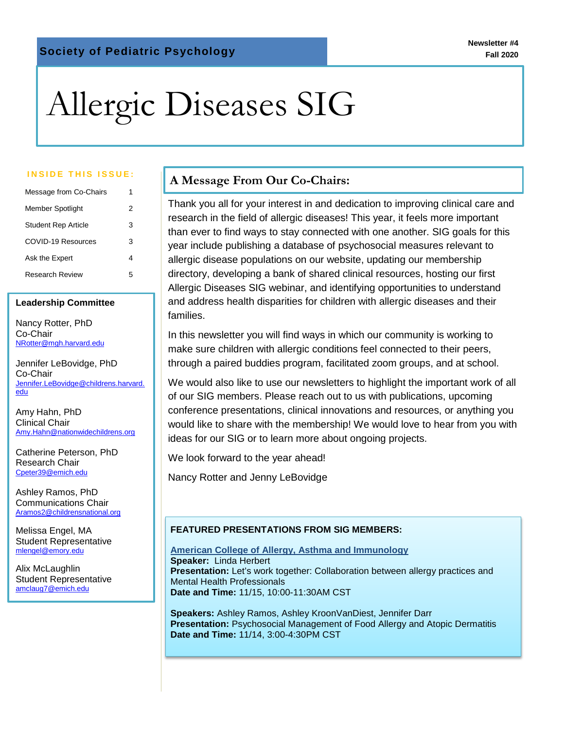**Society of Pediatric Psychology**

**Newsletter #4**
**Fall 2020**

# Allergic Diseases SIG

**INSIDE THIS ISSUE:**

| | |
|---|---|
| Message from Co-Chairs | 1 |
| Member Spotlight | 2 |
| Student Rep Article | 3 |
| COVID-19 Resources | 3 |
| Ask the Expert | 4 |
| Research Review | 5 |

**Leadership Committee**

Nancy Rotter, PhD
Co-Chair
NRotter@mgh.harvard.edu

Jennifer LeBovidge, PhD
Co-Chair
Jennifer.LeBovidge@childrens.harvard.edu

Amy Hahn, PhD
Clinical Chair
Amy.Hahn@nationwidechildrens.org

Catherine Peterson, PhD
Research Chair
Cpeter39@emich.edu

Ashley Ramos, PhD
Communications Chair
Aramos2@childrensnational.org

Melissa Engel, MA
Student Representative
mlengel@emory.edu

Alix McLaughlin
Student Representative
amclaug7@emich.edu

## A Message From Our Co-Chairs:

Thank you all for your interest in and dedication to improving clinical care and research in the field of allergic diseases! This year, it feels more important than ever to find ways to stay connected with one another. SIG goals for this year include publishing a database of psychosocial measures relevant to allergic disease populations on our website, updating our membership directory, developing a bank of shared clinical resources, hosting our first Allergic Diseases SIG webinar, and identifying opportunities to understand and address health disparities for children with allergic diseases and their families.

In this newsletter you will find ways in which our community is working to make sure children with allergic conditions feel connected to their peers, through a paired buddies program, facilitated zoom groups, and at school.

We would also like to use our newsletters to highlight the important work of all of our SIG members. Please reach out to us with publications, upcoming conference presentations, clinical innovations and resources, or anything you would like to share with the membership! We would love to hear from you with ideas for our SIG or to learn more about ongoing projects.

We look forward to the year ahead!

Nancy Rotter and Jenny LeBovidge

**FEATURED PRESENTATIONS FROM SIG MEMBERS:**

American College of Allergy, Asthma and Immunology
**Speaker:** Linda Herbert
**Presentation:** Let's work together: Collaboration between allergy practices and Mental Health Professionals
**Date and Time:** 11/15, 10:00-11:30AM CST

**Speakers:** Ashley Ramos, Ashley KroonVanDiest, Jennifer Darr
**Presentation:** Psychosocial Management of Food Allergy and Atopic Dermatitis
**Date and Time:** 11/14, 3:00-4:30PM CST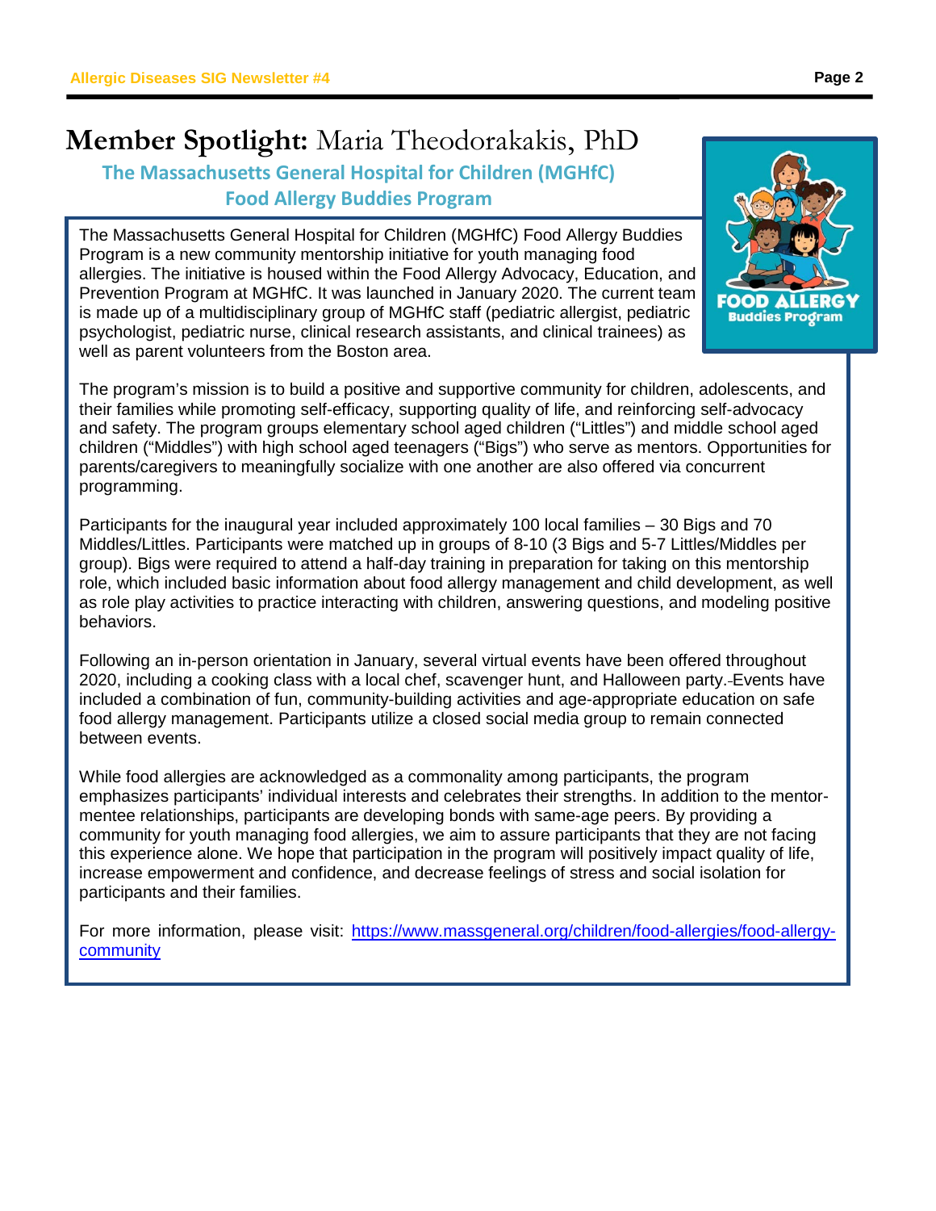# **Member Spotlight:** Maria Theodorakakis, PhD

## The Massachusetts General Hospital for Children (MGHfC) Food Allergy Buddies Program

The Massachusetts General Hospital for Children (MGHfC) Food Allergy Buddies Program is a new community mentorship initiative for youth managing food allergies. The initiative is housed within the Food Allergy Advocacy, Education, and Prevention Program at MGHfC. It was launched in January 2020. The current team is made up of a multidisciplinary group of MGHfC staff (pediatric allergist, pediatric psychologist, pediatric nurse, clinical research assistants, and clinical trainees) as well as parent volunteers from the Boston area.

The program's mission is to build a positive and supportive community for children, adolescents, and their families while promoting self-efficacy, supporting quality of life, and reinforcing self-advocacy and safety. The program groups elementary school aged children ("Littles") and middle school aged children ("Middles") with high school aged teenagers ("Bigs") who serve as mentors. Opportunities for parents/caregivers to meaningfully socialize with one another are also offered via concurrent programming.

Participants for the inaugural year included approximately 100 local families – 30 Bigs and 70 Middles/Littles. Participants were matched up in groups of 8-10 (3 Bigs and 5-7 Littles/Middles per group). Bigs were required to attend a half-day training in preparation for taking on this mentorship role, which included basic information about food allergy management and child development, as well as role play activities to practice interacting with children, answering questions, and modeling positive behaviors.

Following an in-person orientation in January, several virtual events have been offered throughout 2020, including a cooking class with a local chef, scavenger hunt, and Halloween party. Events have included a combination of fun, community-building activities and age-appropriate education on safe food allergy management. Participants utilize a closed social media group to remain connected between events.

While food allergies are acknowledged as a commonality among participants, the program emphasizes participants' individual interests and celebrates their strengths. In addition to the mentor-mentee relationships, participants are developing bonds with same-age peers. By providing a community for youth managing food allergies, we aim to assure participants that they are not facing this experience alone. We hope that participation in the program will positively impact quality of life, increase empowerment and confidence, and decrease feelings of stress and social isolation for participants and their families.

For more information, please visit: [https://www.massgeneral.org/children/food-allergies/food-allergy-community](https://www.massgeneral.org/children/food-allergies/food-allergy-community)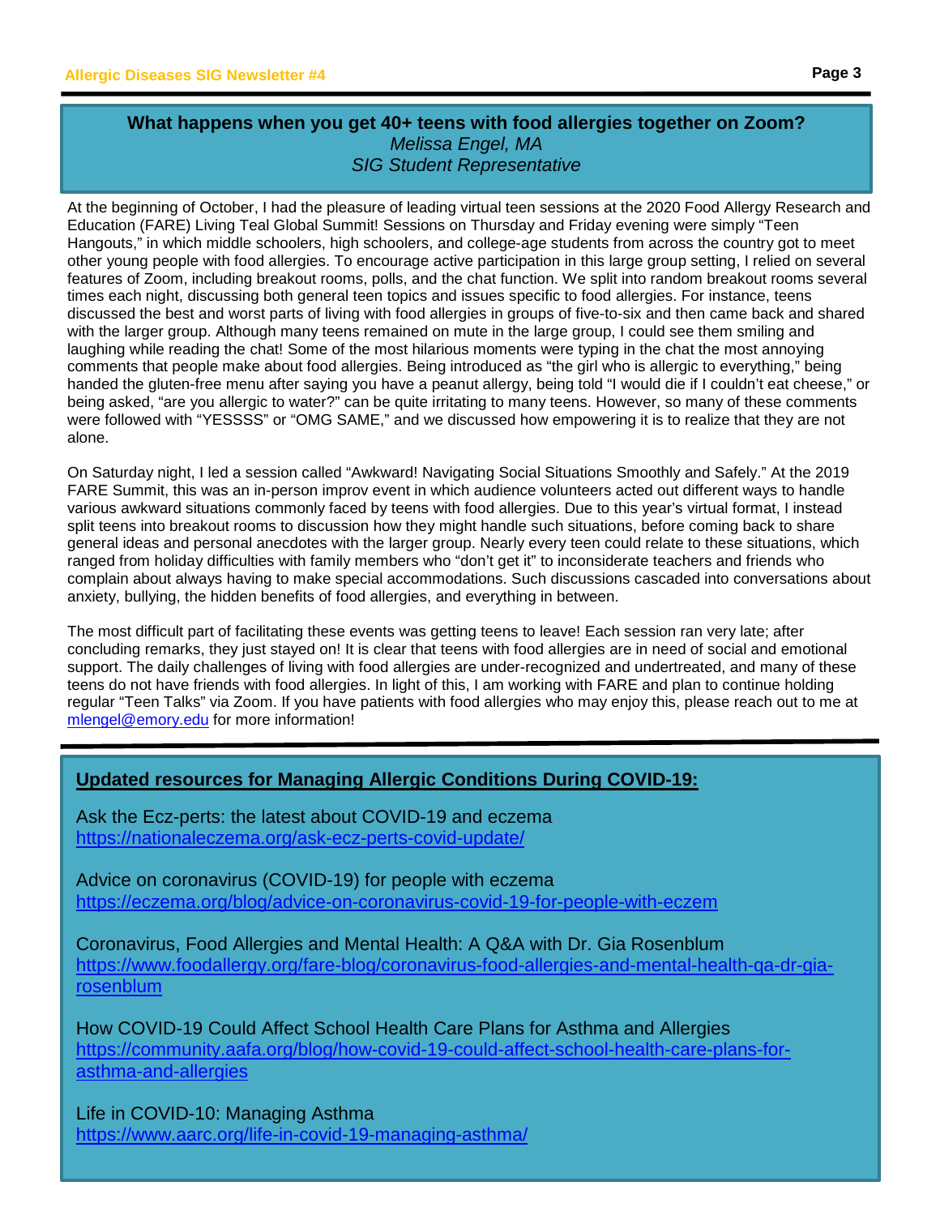## What happens when you get 40+ teens with food allergies together on Zoom?

*Melissa Engel, MA*

*SIG Student Representative*

At the beginning of October, I had the pleasure of leading virtual teen sessions at the 2020 Food Allergy Research and Education (FARE) Living Teal Global Summit! Sessions on Thursday and Friday evening were simply "Teen Hangouts," in which middle schoolers, high schoolers, and college-age students from across the country got to meet other young people with food allergies. To encourage active participation in this large group setting, I relied on several features of Zoom, including breakout rooms, polls, and the chat function. We split into random breakout rooms several times each night, discussing both general teen topics and issues specific to food allergies. For instance, teens discussed the best and worst parts of living with food allergies in groups of five-to-six and then came back and shared with the larger group. Although many teens remained on mute in the large group, I could see them smiling and laughing while reading the chat! Some of the most hilarious moments were typing in the chat the most annoying comments that people make about food allergies. Being introduced as "the girl who is allergic to everything," being handed the gluten-free menu after saying you have a peanut allergy, being told "I would die if I couldn't eat cheese," or being asked, "are you allergic to water?" can be quite irritating to many teens. However, so many of these comments were followed with "YESSSS" or "OMG SAME," and we discussed how empowering it is to realize that they are not alone.

On Saturday night, I led a session called "Awkward! Navigating Social Situations Smoothly and Safely." At the 2019 FARE Summit, this was an in-person improv event in which audience volunteers acted out different ways to handle various awkward situations commonly faced by teens with food allergies. Due to this year's virtual format, I instead split teens into breakout rooms to discussion how they might handle such situations, before coming back to share general ideas and personal anecdotes with the larger group. Nearly every teen could relate to these situations, which ranged from holiday difficulties with family members who "don't get it" to inconsiderate teachers and friends who complain about always having to make special accommodations. Such discussions cascaded into conversations about anxiety, bullying, the hidden benefits of food allergies, and everything in between.

The most difficult part of facilitating these events was getting teens to leave! Each session ran very late; after concluding remarks, they just stayed on! It is clear that teens with food allergies are in need of social and emotional support. The daily challenges of living with food allergies are under-recognized and undertreated, and many of these teens do not have friends with food allergies. In light of this, I am working with FARE and plan to continue holding regular "Teen Talks" via Zoom. If you have patients with food allergies who may enjoy this, please reach out to me at mlengel@emory.edu for more information!

---

## Updated resources for Managing Allergic Conditions During COVID-19:

Ask the Ecz-perts: the latest about COVID-19 and eczema
https://nationaleczema.org/ask-ecz-perts-covid-update/

Advice on coronavirus (COVID-19) for people with eczema
https://eczema.org/blog/advice-on-coronavirus-covid-19-for-people-with-eczem

Coronavirus, Food Allergies and Mental Health: A Q&A with Dr. Gia Rosenblum
https://www.foodallergy.org/fare-blog/coronavirus-food-allergies-and-mental-health-qa-dr-gia-rosenblum

How COVID-19 Could Affect School Health Care Plans for Asthma and Allergies
https://community.aafa.org/blog/how-covid-19-could-affect-school-health-care-plans-for-asthma-and-allergies

Life in COVID-10: Managing Asthma
https://www.aarc.org/life-in-covid-19-managing-asthma/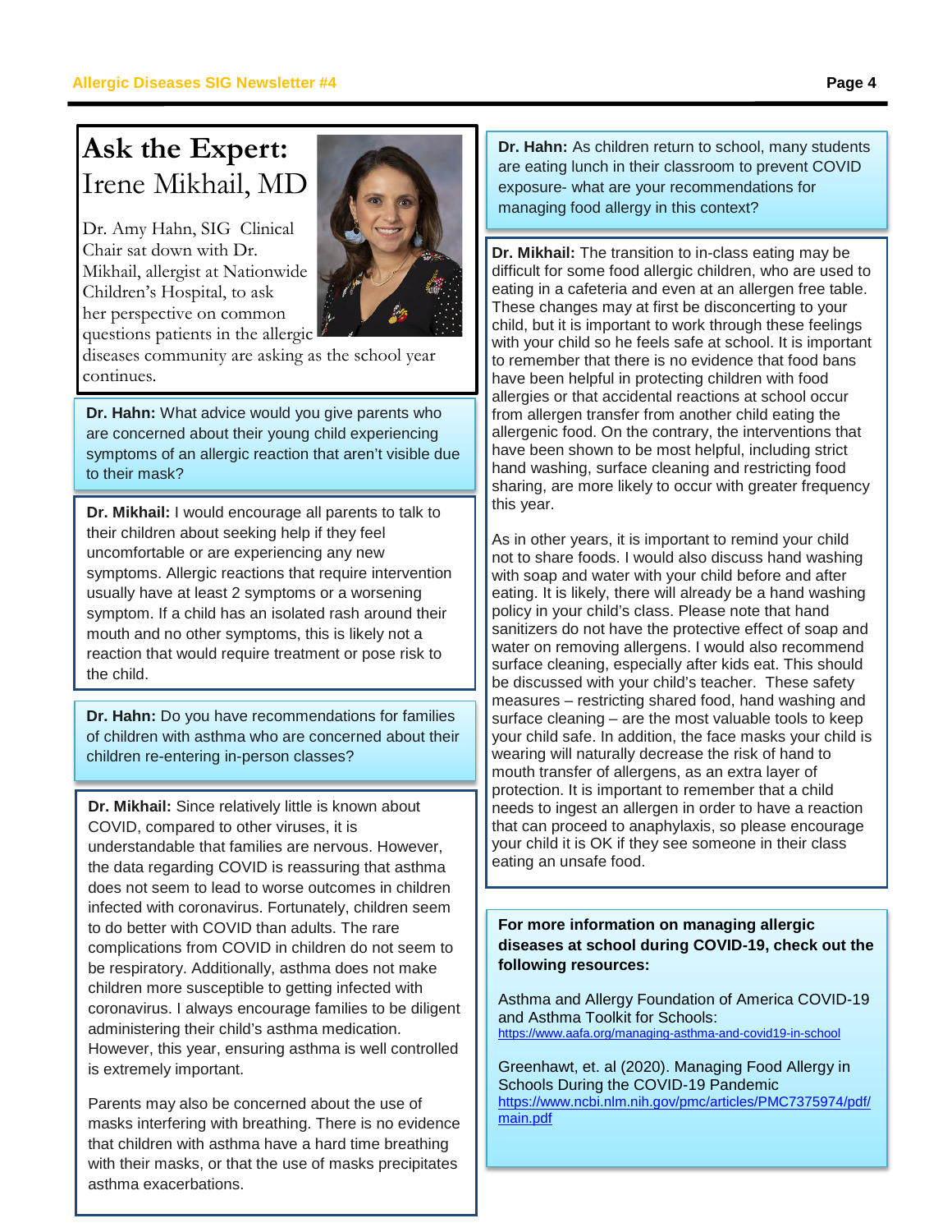# Ask the Expert: Irene Mikhail, MD

Dr. Amy Hahn, SIG Clinical Chair sat down with Dr. Mikhail, allergist at Nationwide Children's Hospital, to ask her perspective on common questions patients in the allergic diseases community are asking as the school year continues.

**Dr. Hahn:** What advice would you give parents who are concerned about their young child experiencing symptoms of an allergic reaction that aren't visible due to their mask?

**Dr. Mikhail:** I would encourage all parents to talk to their children about seeking help if they feel uncomfortable or are experiencing any new symptoms. Allergic reactions that require intervention usually have at least 2 symptoms or a worsening symptom. If a child has an isolated rash around their mouth and no other symptoms, this is likely not a reaction that would require treatment or pose risk to the child.

**Dr. Hahn:** Do you have recommendations for families of children with asthma who are concerned about their children re-entering in-person classes?

**Dr. Mikhail:** Since relatively little is known about COVID, compared to other viruses, it is understandable that families are nervous. However, the data regarding COVID is reassuring that asthma does not seem to lead to worse outcomes in children infected with coronavirus. Fortunately, children seem to do better with COVID than adults. The rare complications from COVID in children do not seem to be respiratory. Additionally, asthma does not make children more susceptible to getting infected with coronavirus. I always encourage families to be diligent administering their child's asthma medication. However, this year, ensuring asthma is well controlled is extremely important.

Parents may also be concerned about the use of masks interfering with breathing. There is no evidence that children with asthma have a hard time breathing with their masks, or that the use of masks precipitates asthma exacerbations.

**Dr. Hahn:** As children return to school, many students are eating lunch in their classroom to prevent COVID exposure- what are your recommendations for managing food allergy in this context?

**Dr. Mikhail:** The transition to in-class eating may be difficult for some food allergic children, who are used to eating in a cafeteria and even at an allergen free table. These changes may at first be disconcerting to your child, but it is important to work through these feelings with your child so he feels safe at school. It is important to remember that there is no evidence that food bans have been helpful in protecting children with food allergies or that accidental reactions at school occur from allergen transfer from another child eating the allergenic food. On the contrary, the interventions that have been shown to be most helpful, including strict hand washing, surface cleaning and restricting food sharing, are more likely to occur with greater frequency this year.

As in other years, it is important to remind your child not to share foods. I would also discuss hand washing with soap and water with your child before and after eating. It is likely, there will already be a hand washing policy in your child's class. Please note that hand sanitizers do not have the protective effect of soap and water on removing allergens. I would also recommend surface cleaning, especially after kids eat. This should be discussed with your child's teacher. These safety measures – restricting shared food, hand washing and surface cleaning – are the most valuable tools to keep your child safe. In addition, the face masks your child is wearing will naturally decrease the risk of hand to mouth transfer of allergens, as an extra layer of protection. It is important to remember that a child needs to ingest an allergen in order to have a reaction that can proceed to anaphylaxis, so please encourage your child it is OK if they see someone in their class eating an unsafe food.

**For more information on managing allergic diseases at school during COVID-19, check out the following resources:**

Asthma and Allergy Foundation of America COVID-19 and Asthma Toolkit for Schools:
https://www.aafa.org/managing-asthma-and-covid19-in-school

Greenhawt, et. al (2020). Managing Food Allergy in Schools During the COVID-19 Pandemic
https://www.ncbi.nlm.nih.gov/pmc/articles/PMC7375974/pdf/main.pdf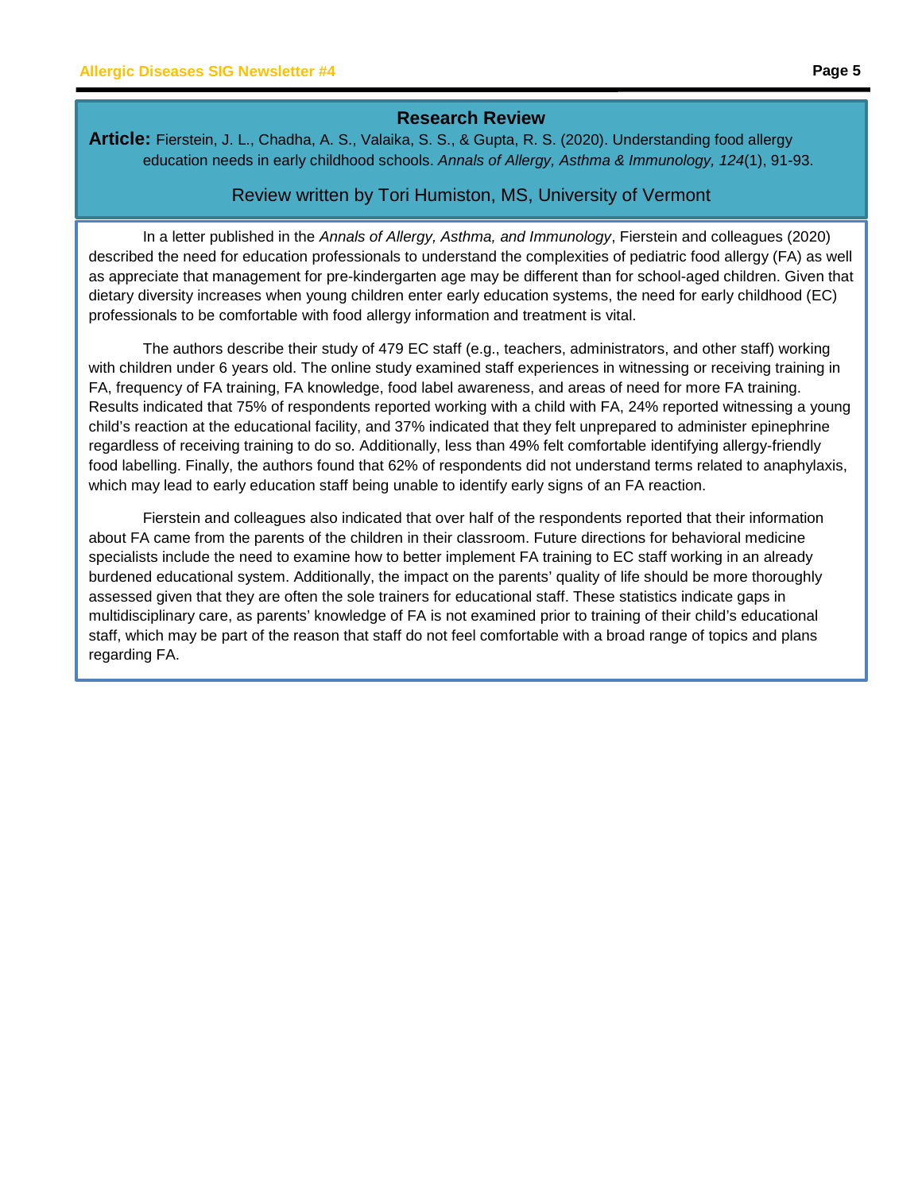## Research Review

**Article:** Fierstein, J. L., Chadha, A. S., Valaika, S. S., & Gupta, R. S. (2020). Understanding food allergy education needs in early childhood schools. *Annals of Allergy, Asthma & Immunology, 124*(1), 91-93.

Review written by Tori Humiston, MS, University of Vermont

In a letter published in the *Annals of Allergy, Asthma, and Immunology*, Fierstein and colleagues (2020) described the need for education professionals to understand the complexities of pediatric food allergy (FA) as well as appreciate that management for pre-kindergarten age may be different than for school-aged children. Given that dietary diversity increases when young children enter early education systems, the need for early childhood (EC) professionals to be comfortable with food allergy information and treatment is vital.

The authors describe their study of 479 EC staff (e.g., teachers, administrators, and other staff) working with children under 6 years old. The online study examined staff experiences in witnessing or receiving training in FA, frequency of FA training, FA knowledge, food label awareness, and areas of need for more FA training. Results indicated that 75% of respondents reported working with a child with FA, 24% reported witnessing a young child's reaction at the educational facility, and 37% indicated that they felt unprepared to administer epinephrine regardless of receiving training to do so. Additionally, less than 49% felt comfortable identifying allergy-friendly food labelling. Finally, the authors found that 62% of respondents did not understand terms related to anaphylaxis, which may lead to early education staff being unable to identify early signs of an FA reaction.

Fierstein and colleagues also indicated that over half of the respondents reported that their information about FA came from the parents of the children in their classroom. Future directions for behavioral medicine specialists include the need to examine how to better implement FA training to EC staff working in an already burdened educational system. Additionally, the impact on the parents' quality of life should be more thoroughly assessed given that they are often the sole trainers for educational staff. These statistics indicate gaps in multidisciplinary care, as parents' knowledge of FA is not examined prior to training of their child's educational staff, which may be part of the reason that staff do not feel comfortable with a broad range of topics and plans regarding FA.